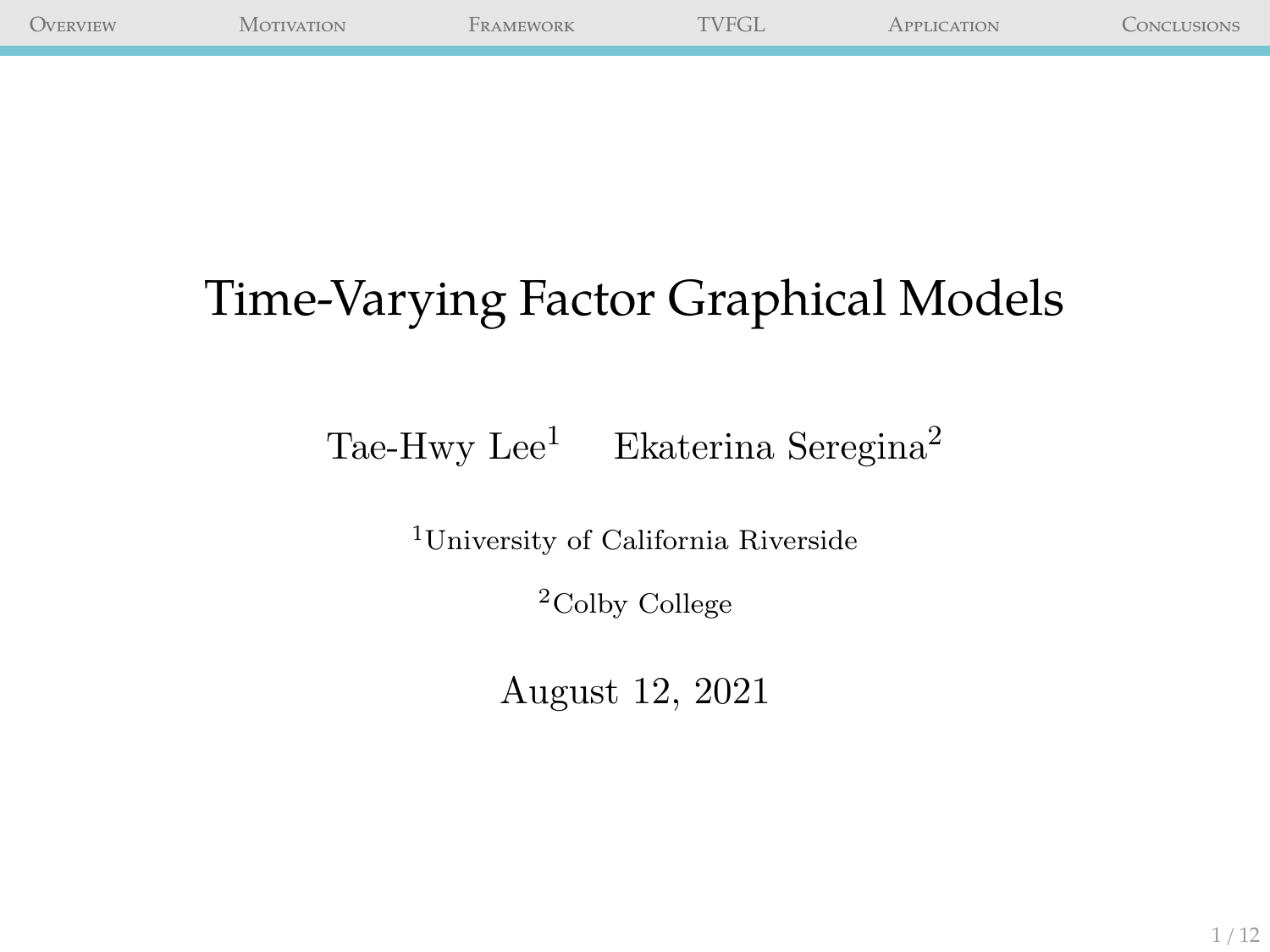# Time-Varying Factor Graphical Models

Tae-Hwy Lee[1] Ekaterina Seregina[2]

[1]University of California Riverside

[2]Colby College

August 12, 2021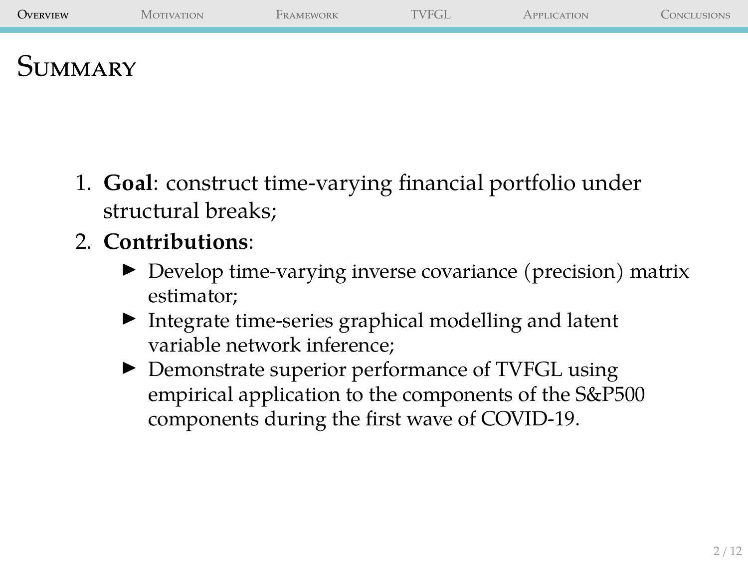# Summary

1. **Goal**: construct time-varying financial portfolio under structural breaks;
2. **Contributions**:
   - Develop time-varying inverse covariance (precision) matrix estimator;
   - Integrate time-series graphical modelling and latent variable network inference;
   - Demonstrate superior performance of TVFGL using empirical application to the components of the S&P500 components during the first wave of COVID-19.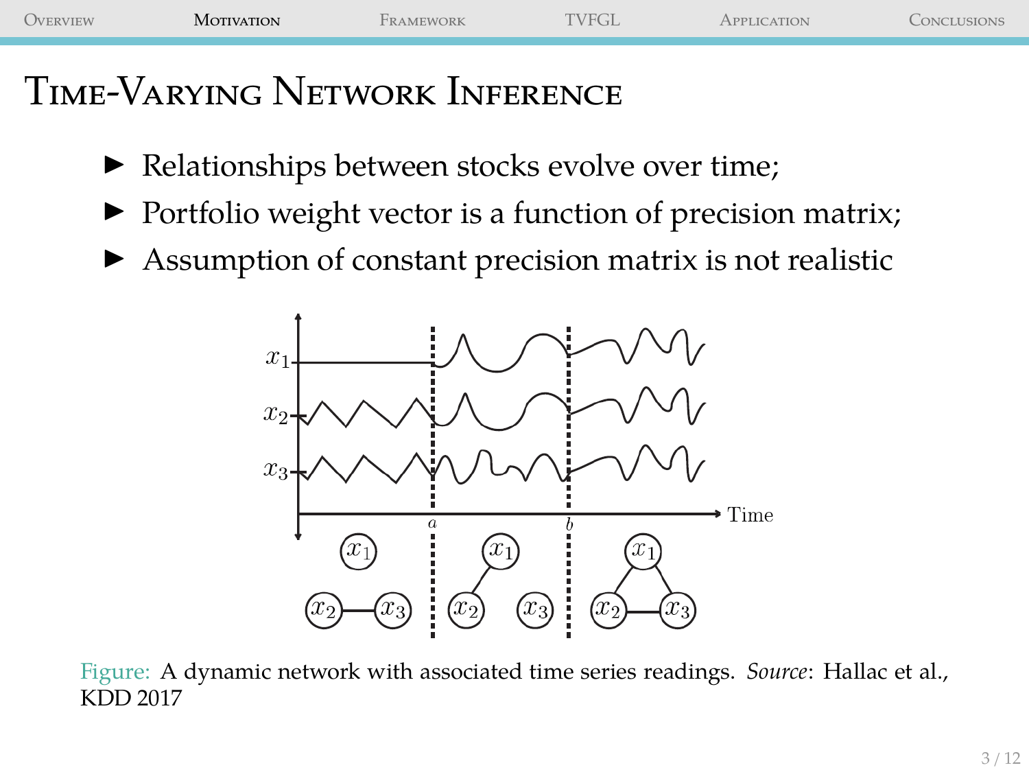# Time-Varying Network Inference

- Relationships between stocks evolve over time;
- Portfolio weight vector is a function of precision matrix;
- Assumption of constant precision matrix is not realistic

Figure: A dynamic network with associated time series readings. *Source*: Hallac et al., KDD 2017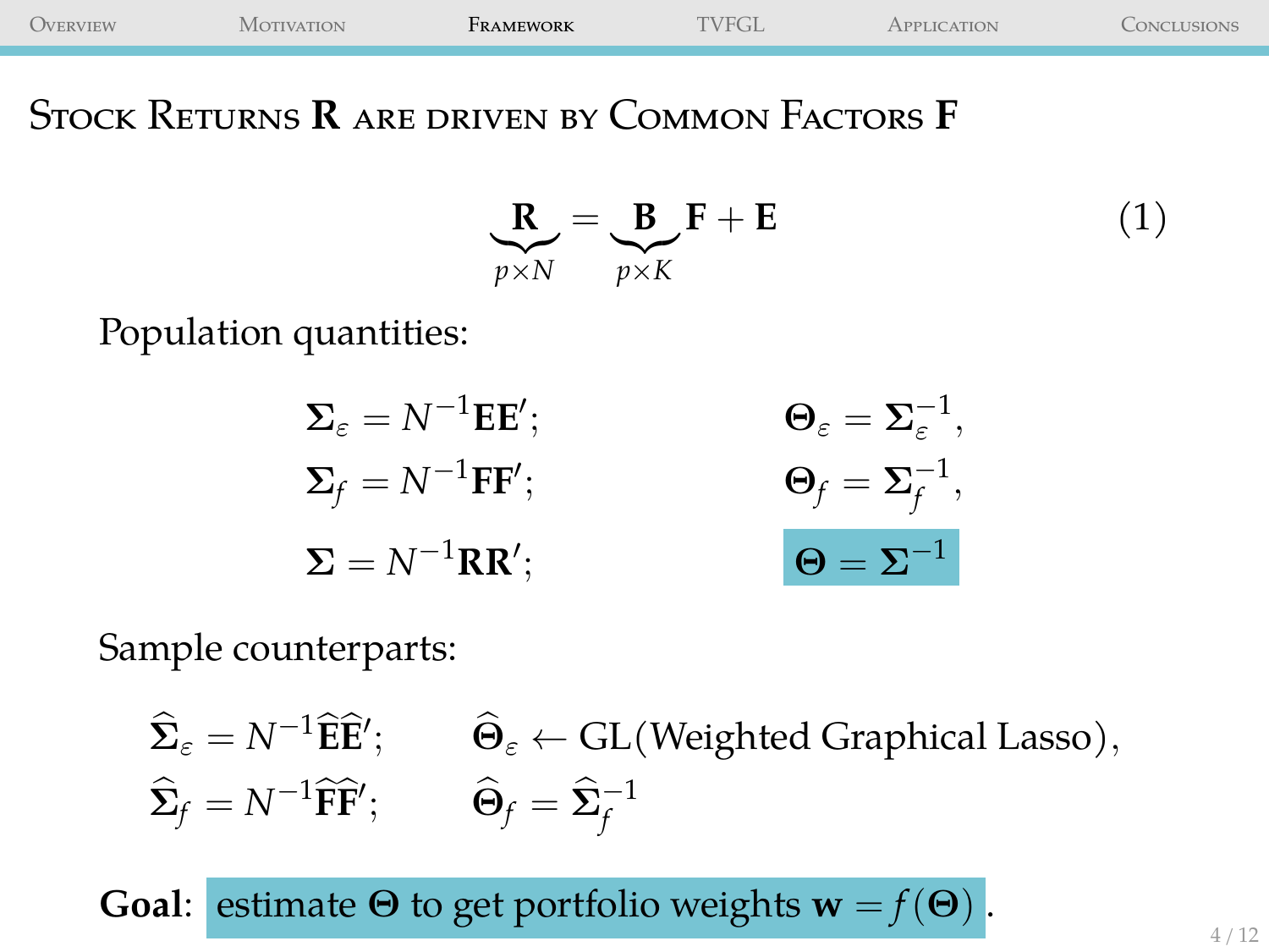# Stock Returns $\mathbf{R}$ are driven by Common Factors $\mathbf{F}$

$$\underbrace{\mathbf{R}}_{p\times N} = \underbrace{\mathbf{B}}_{p\times K}\mathbf{F} + \mathbf{E} \tag{1}$$

Population quantities:

$$\mathbf{\Sigma}_{\varepsilon} = N^{-1}\mathbf{E}\mathbf{E}'; \qquad \mathbf{\Theta}_{\varepsilon} = \mathbf{\Sigma}_{\varepsilon}^{-1},$$

$$\mathbf{\Sigma}_{f} = N^{-1}\mathbf{F}\mathbf{F}'; \qquad \mathbf{\Theta}_{f} = \mathbf{\Sigma}_{f}^{-1},$$

$$\mathbf{\Sigma} = N^{-1}\mathbf{R}\mathbf{R}'; \qquad \mathbf{\Theta} = \mathbf{\Sigma}^{-1}$$

Sample counterparts:

$$\widehat{\mathbf{\Sigma}}_{\varepsilon} = N^{-1}\widehat{\mathbf{E}}\widehat{\mathbf{E}}'; \qquad \widehat{\mathbf{\Theta}}_{\varepsilon} \leftarrow \text{GL(Weighted Graphical Lasso)},$$

$$\widehat{\mathbf{\Sigma}}_{f} = N^{-1}\widehat{\mathbf{F}}\widehat{\mathbf{F}}'; \qquad \widehat{\mathbf{\Theta}}_{f} = \widehat{\mathbf{\Sigma}}_{f}^{-1}$$

**Goal**: estimate $\mathbf{\Theta}$ to get portfolio weights $\mathbf{w} = f(\mathbf{\Theta})$.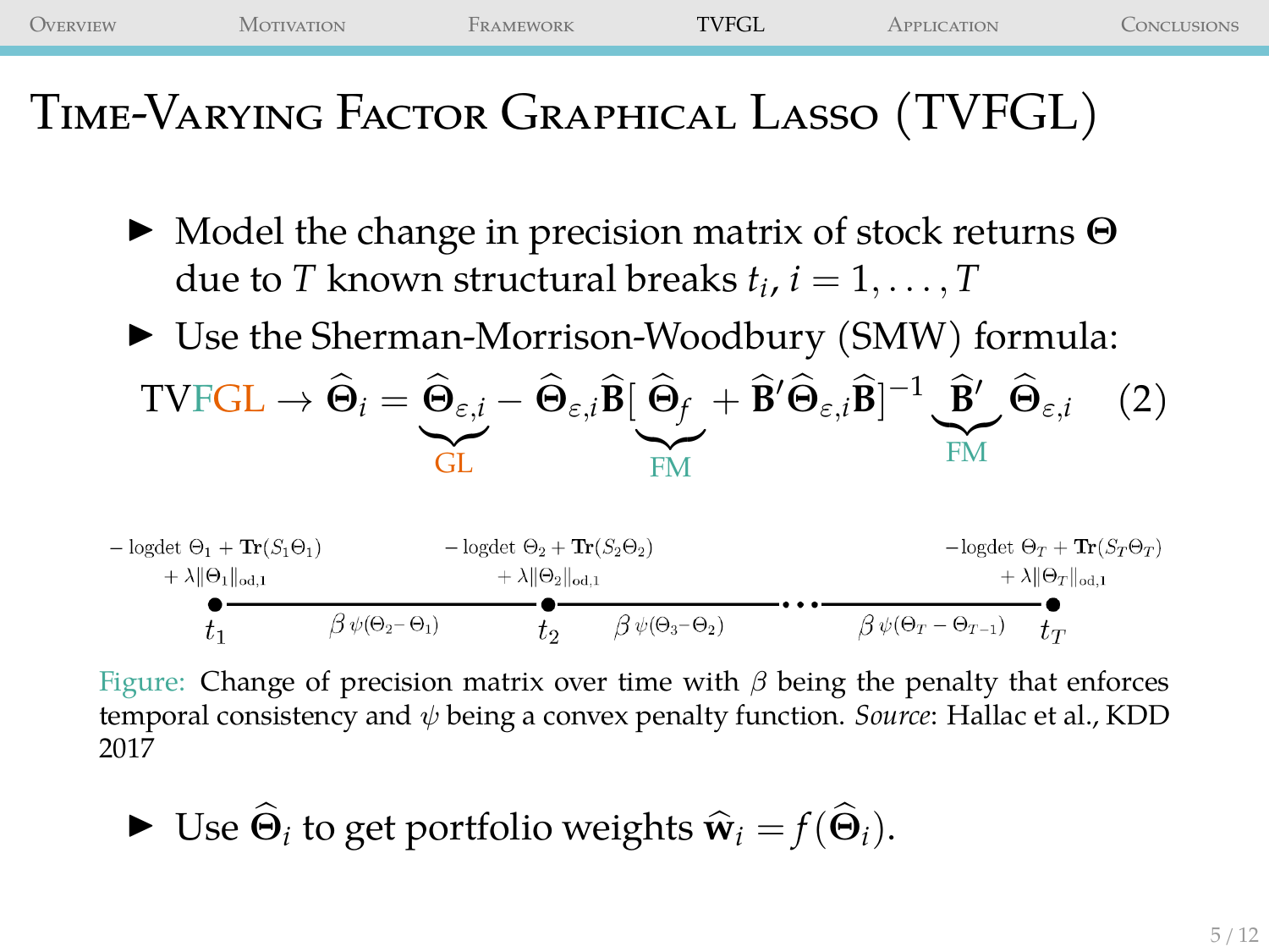# Time-Varying Factor Graphical Lasso (TVFGL)

- Model the change in precision matrix of stock returns $\boldsymbol{\Theta}$ due to $T$ known structural breaks $t_i$, $i = 1, \ldots, T$
- Use the Sherman-Morrison-Woodbury (SMW) formula:

$$\text{TVFGL} \rightarrow \widehat{\boldsymbol{\Theta}}_i = \underbrace{\widehat{\boldsymbol{\Theta}}_{\varepsilon,i}}_{\text{GL}} - \widehat{\boldsymbol{\Theta}}_{\varepsilon,i}\widehat{\mathbf{B}}[\underbrace{\widehat{\boldsymbol{\Theta}}_f}_{\text{FM}} + \widehat{\mathbf{B}}'\widehat{\boldsymbol{\Theta}}_{\varepsilon,i}\widehat{\mathbf{B}}]^{-1}\underbrace{\widehat{\mathbf{B}}'}_{\text{FM}}\widehat{\boldsymbol{\Theta}}_{\varepsilon,i} \quad (2)$$

$t_1$: $-\text{logdet } \Theta_1 + \mathbf{Tr}(S_1\Theta_1) + \lambda\|\Theta_1\|_{\text{od},1}$ — $\beta\,\psi(\Theta_2 - \Theta_1)$ — $t_2$: $-\text{logdet } \Theta_2 + \mathbf{Tr}(S_2\Theta_2) + \lambda\|\Theta_2\|_{\text{od},1}$ — $\beta\,\psi(\Theta_3 - \Theta_2)$ — $\cdots$ — $\beta\,\psi(\Theta_T - \Theta_{T-1})$ — $t_T$: $-\text{logdet } \Theta_T + \mathbf{Tr}(S_T\Theta_T) + \lambda\|\Theta_T\|_{\text{od},1}$

Figure: Change of precision matrix over time with $\beta$ being the penalty that enforces temporal consistency and $\psi$ being a convex penalty function. *Source*: Hallac et al., KDD 2017

- Use $\widehat{\boldsymbol{\Theta}}_i$ to get portfolio weights $\widehat{\mathbf{w}}_i = f(\widehat{\boldsymbol{\Theta}}_i)$.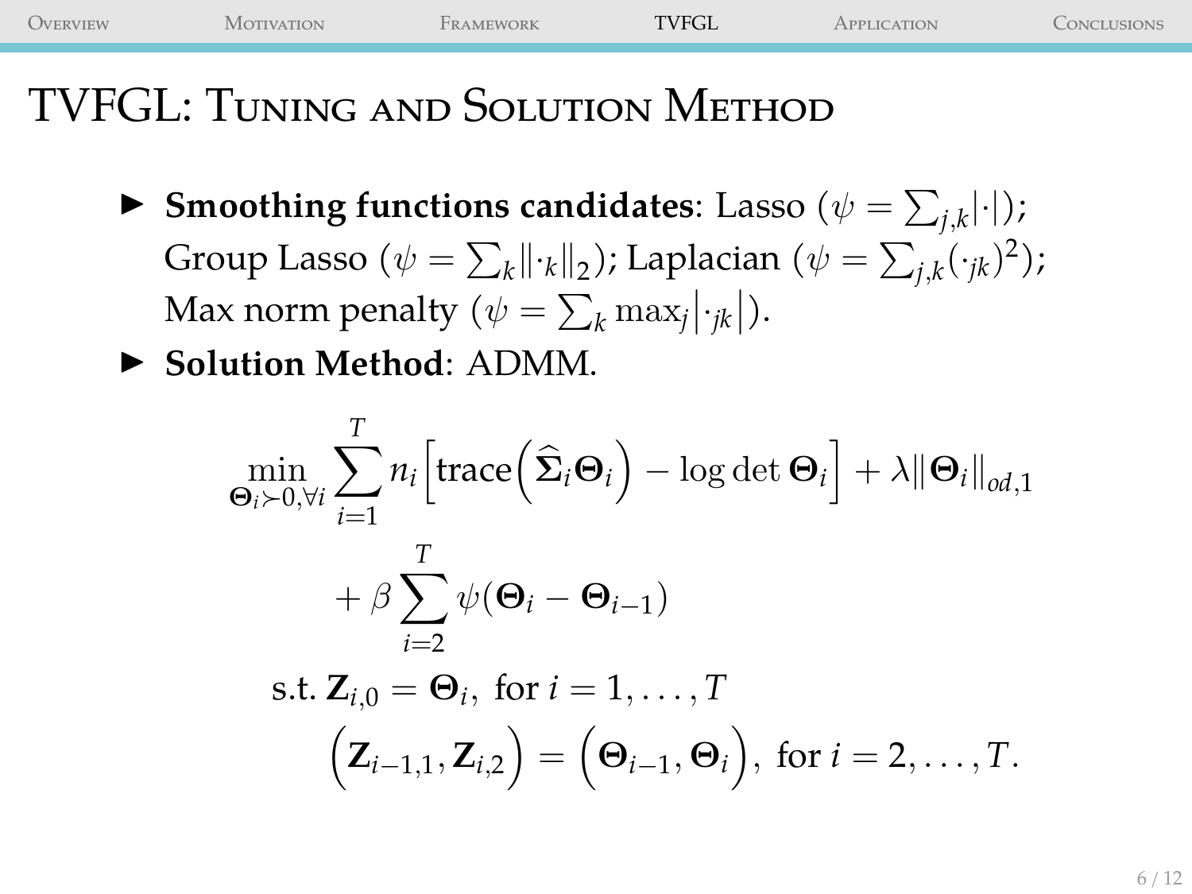# TVFGL: Tuning and Solution Method

- **Smoothing functions candidates**: Lasso ($\psi = \sum_{j,k}|\cdot|$); Group Lasso ($\psi = \sum_k \|\cdot_k\|_2$); Laplacian ($\psi = \sum_{j,k}(\cdot_{jk})^2$); Max norm penalty ($\psi = \sum_k \max_j |\cdot_{jk}|$).
- **Solution Method**: ADMM.

$$
\begin{aligned}
\min_{\boldsymbol{\Theta}_i \succ 0, \forall i} \sum_{i=1}^{T} n_i \Big[ \operatorname{trace}\Big( \widehat{\boldsymbol{\Sigma}}_i \boldsymbol{\Theta}_i \Big) - \log\det \boldsymbol{\Theta}_i \Big] + \lambda \|\boldsymbol{\Theta}_i\|_{od,1} \\
+ \beta \sum_{i=2}^{T} \psi(\boldsymbol{\Theta}_i - \boldsymbol{\Theta}_{i-1}) \\
\text{s.t. } \mathbf{Z}_{i,0} = \boldsymbol{\Theta}_i, \text{ for } i = 1, \ldots, T \\
\Big( \mathbf{Z}_{i-1,1}, \mathbf{Z}_{i,2} \Big) = \Big( \boldsymbol{\Theta}_{i-1}, \boldsymbol{\Theta}_i \Big), \text{ for } i = 2, \ldots, T.
\end{aligned}
$$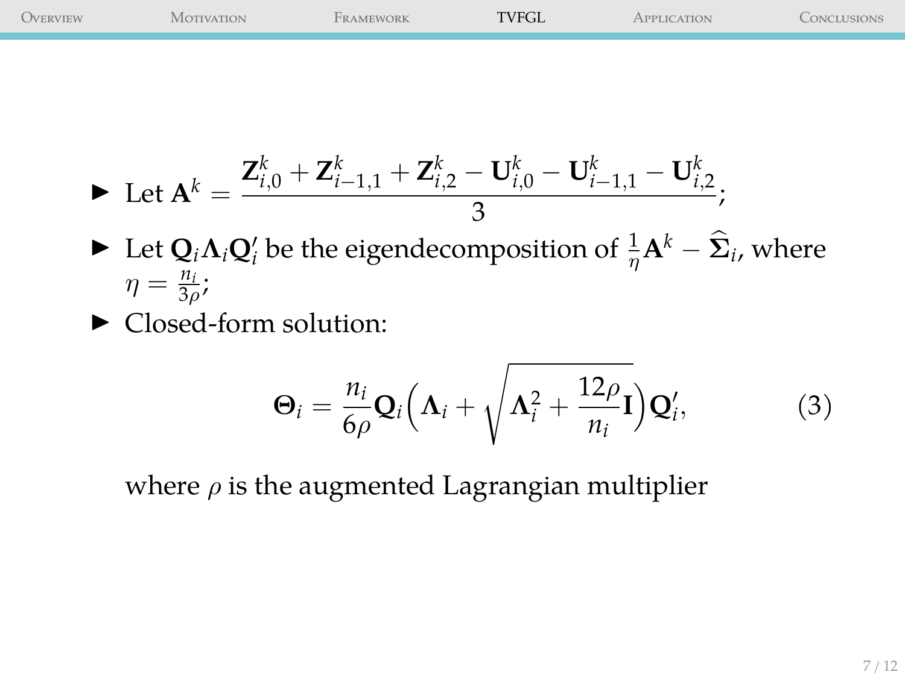- Let $\mathbf{A}^k = \dfrac{\mathbf{Z}_{i,0}^k + \mathbf{Z}_{i-1,1}^k + \mathbf{Z}_{i,2}^k - \mathbf{U}_{i,0}^k - \mathbf{U}_{i-1,1}^k - \mathbf{U}_{i,2}^k}{3}$;
- Let $\mathbf{Q}_i \boldsymbol{\Lambda}_i \mathbf{Q}_i'$ be the eigendecomposition of $\frac{1}{\eta}\mathbf{A}^k - \widehat{\boldsymbol{\Sigma}}_i$, where $\eta = \frac{n_i}{3\rho}$;
- Closed-form solution:

$$\boldsymbol{\Theta}_i = \frac{n_i}{6\rho}\mathbf{Q}_i\left(\boldsymbol{\Lambda}_i + \sqrt{\boldsymbol{\Lambda}_i^2 + \frac{12\rho}{n_i}\mathbf{I}}\right)\mathbf{Q}_i', \tag{3}$$

where $\rho$ is the augmented Lagrangian multiplier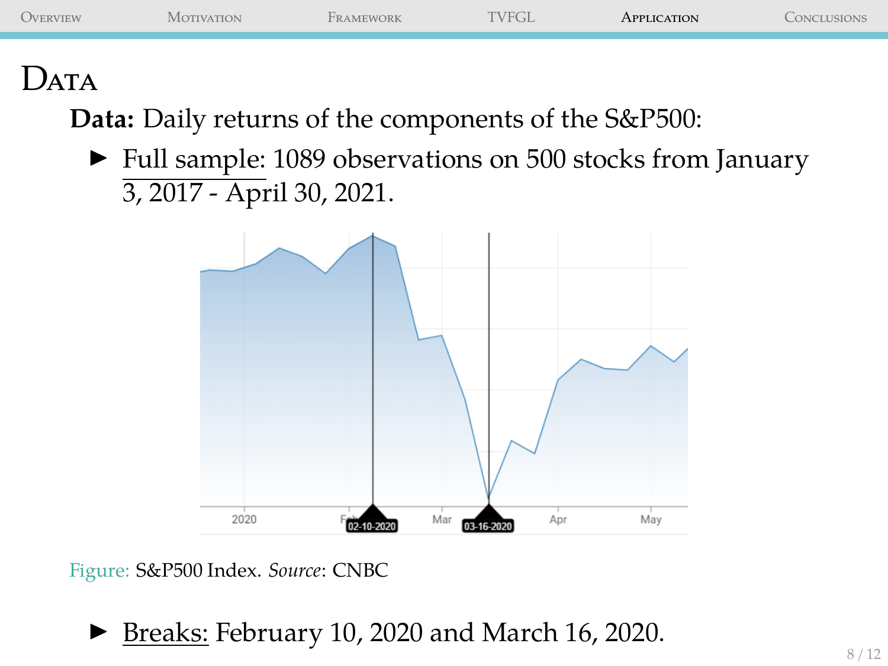# Data

**Data:** Daily returns of the components of the S&P500:

- Full sample: 1089 observations on 500 stocks from January 3, 2017 - April 30, 2021.

Figure: S&P500 Index. *Source*: CNBC

- Breaks: February 10, 2020 and March 16, 2020.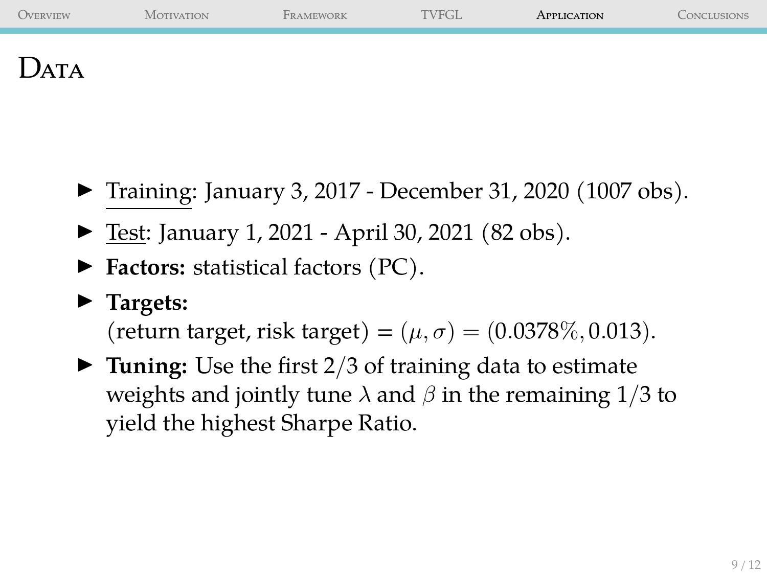# Data

- Training: January 3, 2017 - December 31, 2020 (1007 obs).
- Test: January 1, 2021 - April 30, 2021 (82 obs).
- **Factors:** statistical factors (PC).
- **Targets:**
  (return target, risk target) = $(\mu, \sigma) = (0.0378\%, 0.013)$.
- **Tuning:** Use the first 2/3 of training data to estimate weights and jointly tune $\lambda$ and $\beta$ in the remaining 1/3 to yield the highest Sharpe Ratio.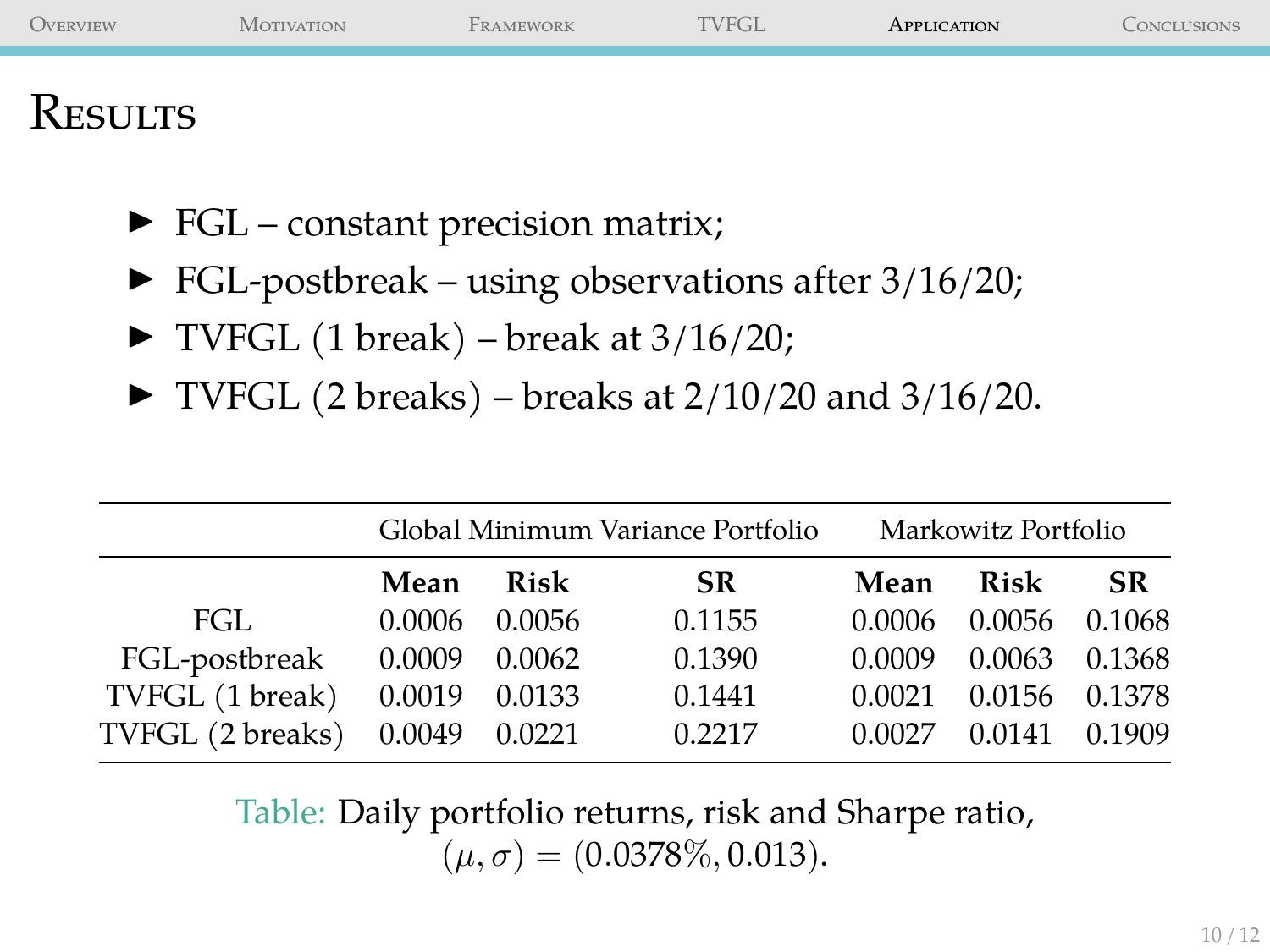# Results

- FGL – constant precision matrix;
- FGL-postbreak – using observations after 3/16/20;
- TVFGL (1 break) – break at 3/16/20;
- TVFGL (2 breaks) – breaks at 2/10/20 and 3/16/20.

| | Global Minimum Variance Portfolio | | | Markowitz Portfolio | | |
|---|---|---|---|---|---|---|
| | **Mean** | **Risk** | **SR** | **Mean** | **Risk** | **SR** |
| FGL | 0.0006 | 0.0056 | 0.1155 | 0.0006 | 0.0056 | 0.1068 |
| FGL-postbreak | 0.0009 | 0.0062 | 0.1390 | 0.0009 | 0.0063 | 0.1368 |
| TVFGL (1 break) | 0.0019 | 0.0133 | 0.1441 | 0.0021 | 0.0156 | 0.1378 |
| TVFGL (2 breaks) | 0.0049 | 0.0221 | 0.2217 | 0.0027 | 0.0141 | 0.1909 |

Table: Daily portfolio returns, risk and Sharpe ratio, $(\mu, \sigma) = (0.0378\%, 0.013)$.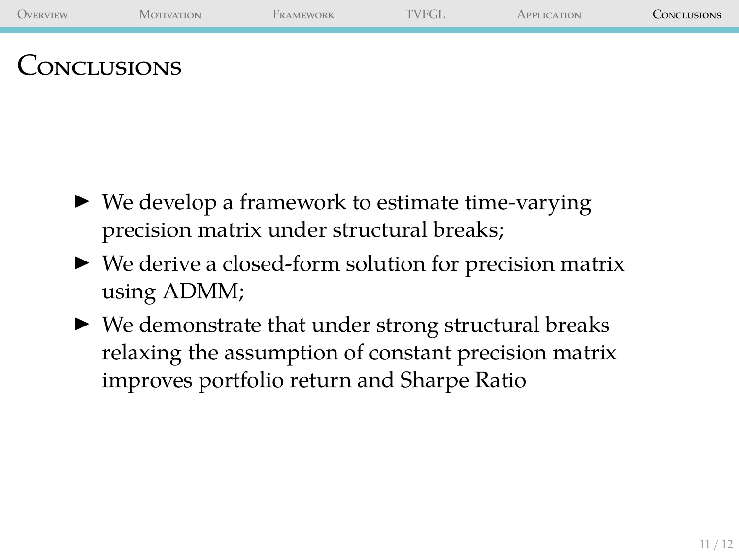# Conclusions

- We develop a framework to estimate time-varying precision matrix under structural breaks;
- We derive a closed-form solution for precision matrix using ADMM;
- We demonstrate that under strong structural breaks relaxing the assumption of constant precision matrix improves portfolio return and Sharpe Ratio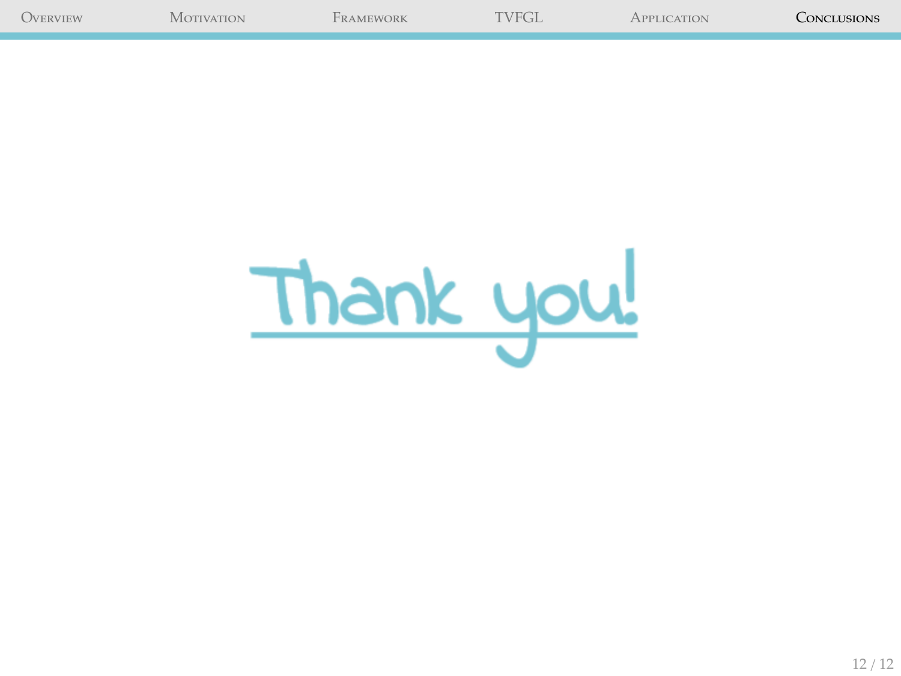Thank you!